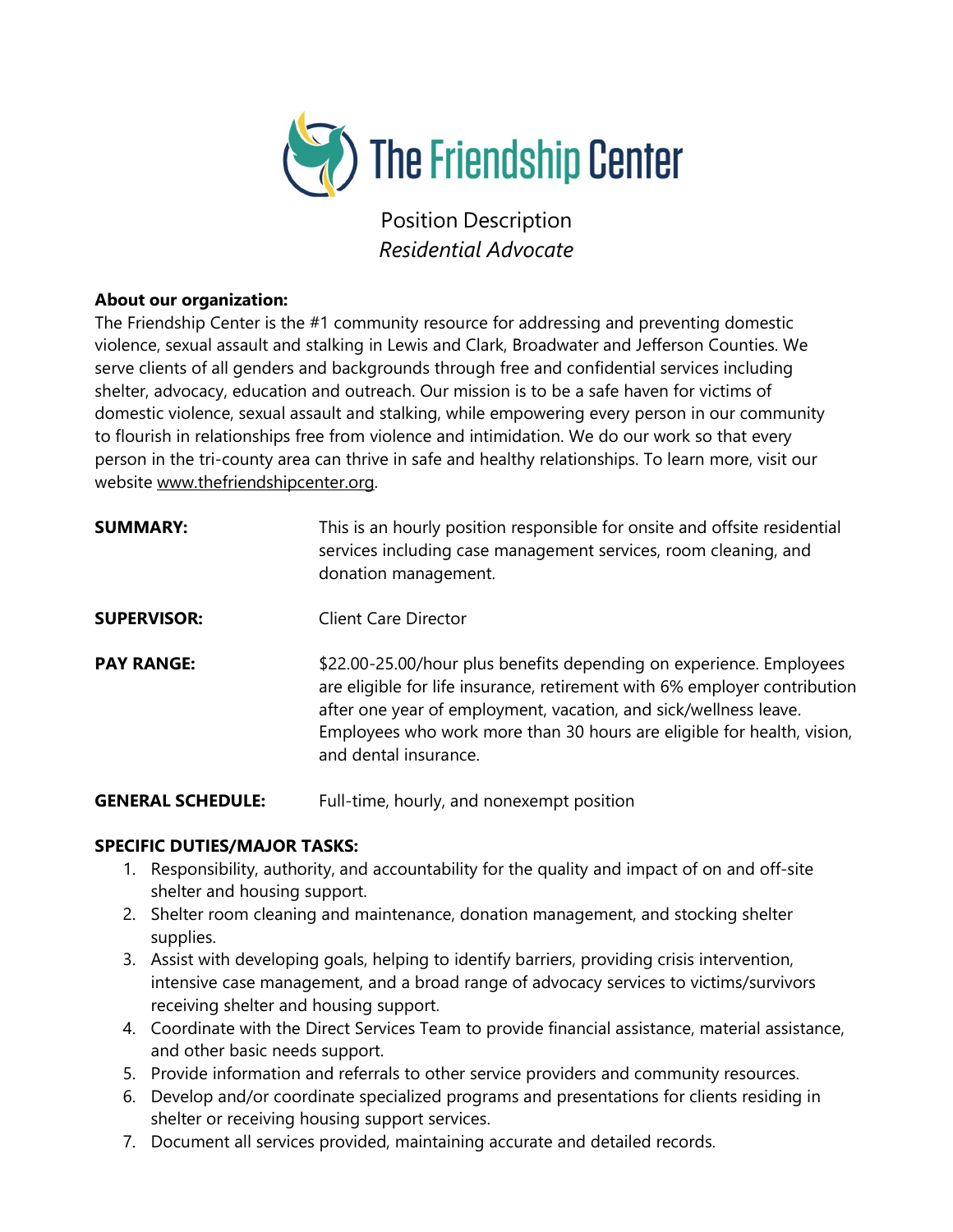# The Friendship Center

## Position Description

*Residential Advocate*

**About our organization:**
The Friendship Center is the #1 community resource for addressing and preventing domestic violence, sexual assault and stalking in Lewis and Clark, Broadwater and Jefferson Counties. We serve clients of all genders and backgrounds through free and confidential services including shelter, advocacy, education and outreach. Our mission is to be a safe haven for victims of domestic violence, sexual assault and stalking, while empowering every person in our community to flourish in relationships free from violence and intimidation. We do our work so that every person in the tri-county area can thrive in safe and healthy relationships. To learn more, visit our website www.thefriendshipcenter.org.

**SUMMARY:** This is an hourly position responsible for onsite and offsite residential services including case management services, room cleaning, and donation management.

**SUPERVISOR:** Client Care Director

**PAY RANGE:** $22.00-25.00/hour plus benefits depending on experience. Employees are eligible for life insurance, retirement with 6% employer contribution after one year of employment, vacation, and sick/wellness leave. Employees who work more than 30 hours are eligible for health, vision, and dental insurance.

**GENERAL SCHEDULE:** Full-time, hourly, and nonexempt position

**SPECIFIC DUTIES/MAJOR TASKS:**

1. Responsibility, authority, and accountability for the quality and impact of on and off-site shelter and housing support.
2. Shelter room cleaning and maintenance, donation management, and stocking shelter supplies.
3. Assist with developing goals, helping to identify barriers, providing crisis intervention, intensive case management, and a broad range of advocacy services to victims/survivors receiving shelter and housing support.
4. Coordinate with the Direct Services Team to provide financial assistance, material assistance, and other basic needs support.
5. Provide information and referrals to other service providers and community resources.
6. Develop and/or coordinate specialized programs and presentations for clients residing in shelter or receiving housing support services.
7. Document all services provided, maintaining accurate and detailed records.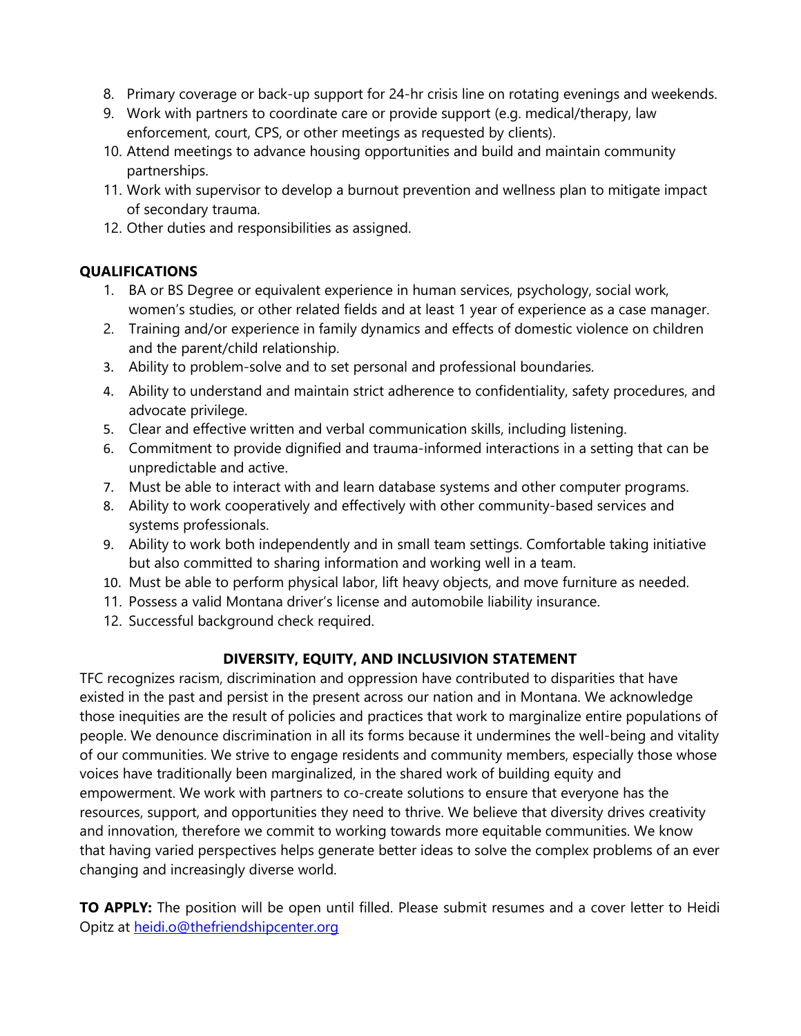8. Primary coverage or back-up support for 24-hr crisis line on rotating evenings and weekends.
9. Work with partners to coordinate care or provide support (e.g. medical/therapy, law enforcement, court, CPS, or other meetings as requested by clients).
10. Attend meetings to advance housing opportunities and build and maintain community partnerships.
11. Work with supervisor to develop a burnout prevention and wellness plan to mitigate impact of secondary trauma.
12. Other duties and responsibilities as assigned.

**QUALIFICATIONS**

1. BA or BS Degree or equivalent experience in human services, psychology, social work, women's studies, or other related fields and at least 1 year of experience as a case manager.
2. Training and/or experience in family dynamics and effects of domestic violence on children and the parent/child relationship.
3. Ability to problem-solve and to set personal and professional boundaries.
4. Ability to understand and maintain strict adherence to confidentiality, safety procedures, and advocate privilege.
5. Clear and effective written and verbal communication skills, including listening.
6. Commitment to provide dignified and trauma-informed interactions in a setting that can be unpredictable and active.
7. Must be able to interact with and learn database systems and other computer programs.
8. Ability to work cooperatively and effectively with other community-based services and systems professionals.
9. Ability to work both independently and in small team settings. Comfortable taking initiative but also committed to sharing information and working well in a team.
10. Must be able to perform physical labor, lift heavy objects, and move furniture as needed.
11. Possess a valid Montana driver's license and automobile liability insurance.
12. Successful background check required.

**DIVERSITY, EQUITY, AND INCLUSIVION STATEMENT**

TFC recognizes racism, discrimination and oppression have contributed to disparities that have existed in the past and persist in the present across our nation and in Montana. We acknowledge those inequities are the result of policies and practices that work to marginalize entire populations of people. We denounce discrimination in all its forms because it undermines the well-being and vitality of our communities. We strive to engage residents and community members, especially those whose voices have traditionally been marginalized, in the shared work of building equity and empowerment. We work with partners to co-create solutions to ensure that everyone has the resources, support, and opportunities they need to thrive. We believe that diversity drives creativity and innovation, therefore we commit to working towards more equitable communities. We know that having varied perspectives helps generate better ideas to solve the complex problems of an ever changing and increasingly diverse world.

**TO APPLY:** The position will be open until filled. Please submit resumes and a cover letter to Heidi Opitz at heidi.o@thefriendshipcenter.org